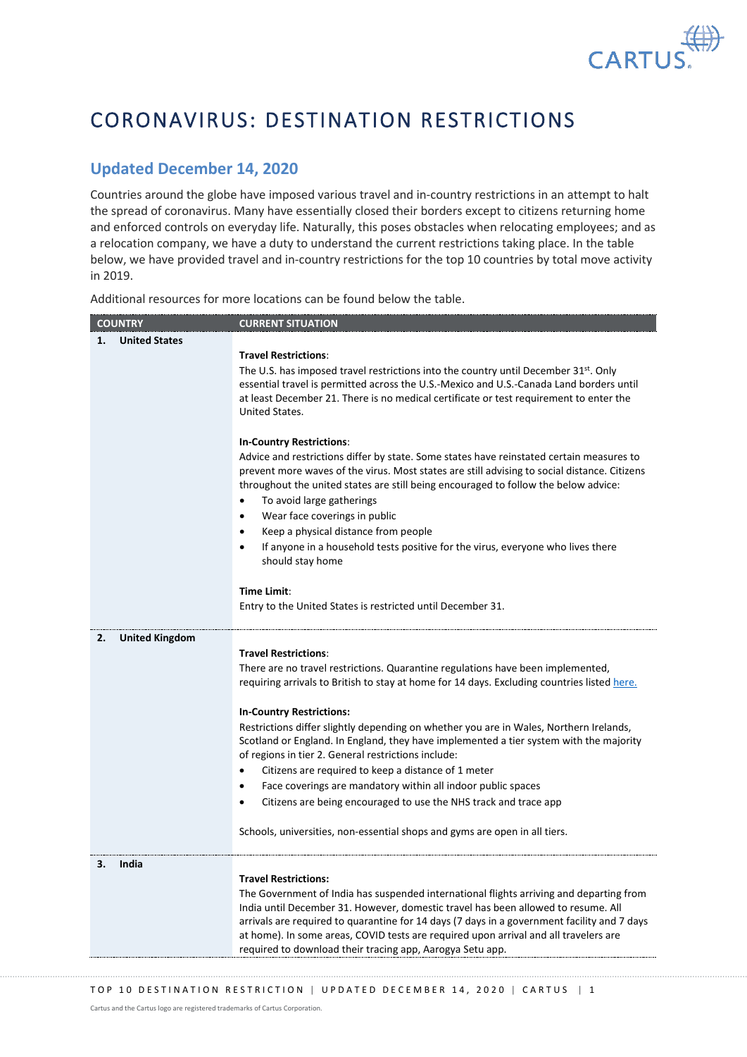# CORONAVIRUS: DESTINATION RESTRICTIONS

## Updated December 14, 2020

Countries around the globe have imposed various travel and in-country restrictions in an attempt to halt the spread of coronavirus. Many have essentially closed their borders except to citizens returning home and enforced controls on everyday life. Naturally, this poses obstacles when relocating employees; and as a relocation company, we have a duty to understand the current restrictions taking place. In the table below, we have provided travel and in-country restrictions for the top 10 countries by total move activity in 2019.

Additional resources for more locations can be found below the table.

| COUNTRY | CURRENT SITUATION |
|---|---|
| 1. **United States** | **Travel Restrictions**:<br>The U.S. has imposed travel restrictions into the country until December 31st. Only essential travel is permitted across the U.S.-Mexico and U.S.-Canada Land borders until at least December 21. There is no medical certificate or test requirement to enter the United States.<br><br>**In-Country Restrictions**:<br>Advice and restrictions differ by state. Some states have reinstated certain measures to prevent more waves of the virus. Most states are still advising to social distance. Citizens throughout the united states are still being encouraged to follow the below advice:<br>• To avoid large gatherings<br>• Wear face coverings in public<br>• Keep a physical distance from people<br>• If anyone in a household tests positive for the virus, everyone who lives there should stay home<br><br>**Time Limit**:<br>Entry to the United States is restricted until December 31. |
| 2. **United Kingdom** | **Travel Restrictions**:<br>There are no travel restrictions. Quarantine regulations have been implemented, requiring arrivals to British to stay at home for 14 days. Excluding countries listed here.<br><br>**In-Country Restrictions:**<br>Restrictions differ slightly depending on whether you are in Wales, Northern Irelands, Scotland or England. In England, they have implemented a tier system with the majority of regions in tier 2. General restrictions include:<br>• Citizens are required to keep a distance of 1 meter<br>• Face coverings are mandatory within all indoor public spaces<br>• Citizens are being encouraged to use the NHS track and trace app<br><br>Schools, universities, non-essential shops and gyms are open in all tiers. |
| 3. **India** | **Travel Restrictions:**<br>The Government of India has suspended international flights arriving and departing from India until December 31. However, domestic travel has been allowed to resume. All arrivals are required to quarantine for 14 days (7 days in a government facility and 7 days at home). In some areas, COVID tests are required upon arrival and all travelers are required to download their tracing app, Aarogya Setu app. |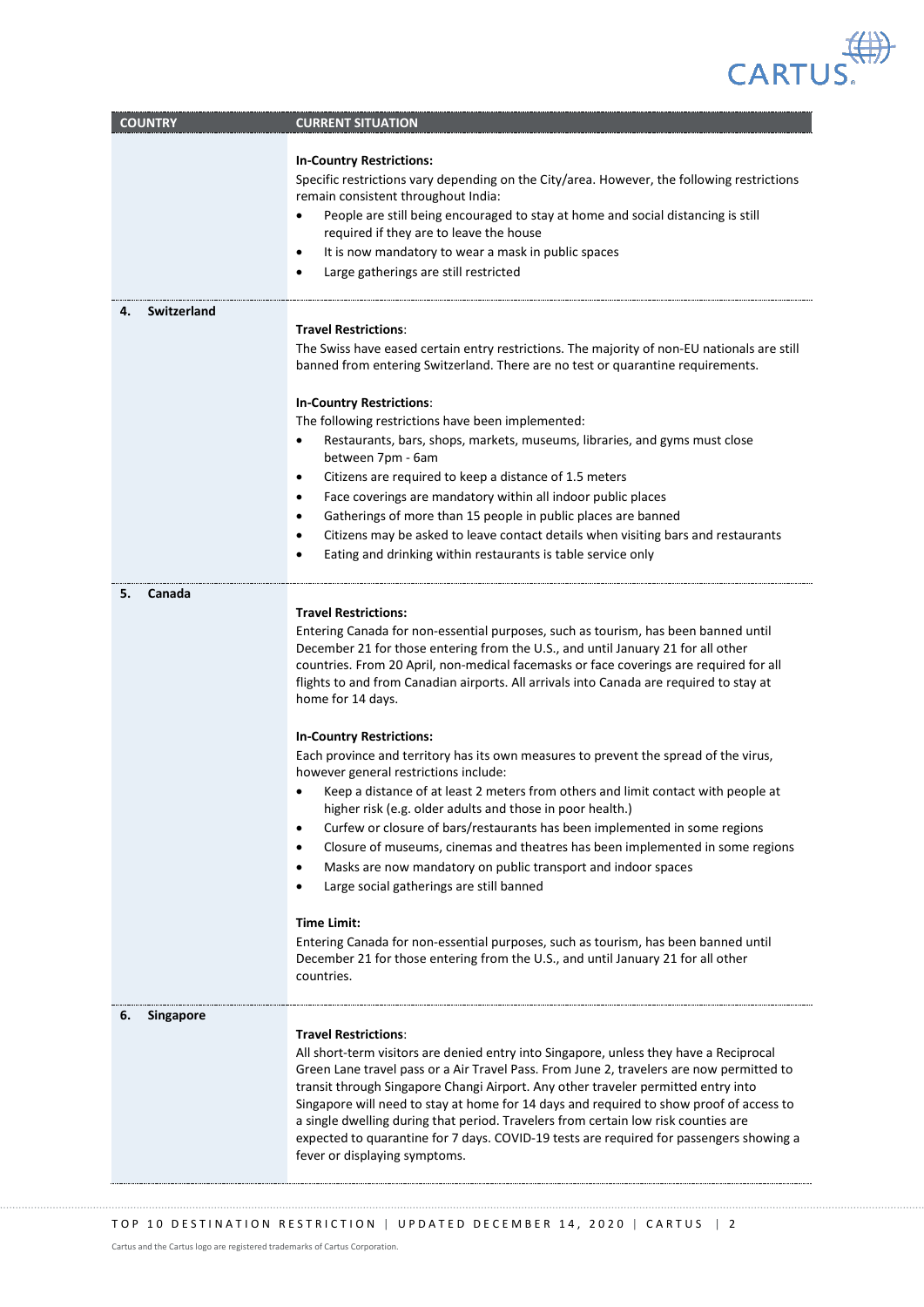| COUNTRY | CURRENT SITUATION |
|---|---|
| | **In-Country Restrictions:**<br>Specific restrictions vary depending on the City/area. However, the following restrictions remain consistent throughout India:<br>• People are still being encouraged to stay at home and social distancing is still required if they are to leave the house<br>• It is now mandatory to wear a mask in public spaces<br>• Large gatherings are still restricted |
| **4. Switzerland** | **Travel Restrictions**:<br>The Swiss have eased certain entry restrictions. The majority of non-EU nationals are still banned from entering Switzerland. There are no test or quarantine requirements.<br><br>**In-Country Restrictions**:<br>The following restrictions have been implemented:<br>• Restaurants, bars, shops, markets, museums, libraries, and gyms must close between 7pm - 6am<br>• Citizens are required to keep a distance of 1.5 meters<br>• Face coverings are mandatory within all indoor public places<br>• Gatherings of more than 15 people in public places are banned<br>• Citizens may be asked to leave contact details when visiting bars and restaurants<br>• Eating and drinking within restaurants is table service only |
| **5. Canada** | **Travel Restrictions:**<br>Entering Canada for non-essential purposes, such as tourism, has been banned until December 21 for those entering from the U.S., and until January 21 for all other countries. From 20 April, non-medical facemasks or face coverings are required for all flights to and from Canadian airports. All arrivals into Canada are required to stay at home for 14 days.<br><br>**In-Country Restrictions:**<br>Each province and territory has its own measures to prevent the spread of the virus, however general restrictions include:<br>• Keep a distance of at least 2 meters from others and limit contact with people at higher risk (e.g. older adults and those in poor health.)<br>• Curfew or closure of bars/restaurants has been implemented in some regions<br>• Closure of museums, cinemas and theatres has been implemented in some regions<br>• Masks are now mandatory on public transport and indoor spaces<br>• Large social gatherings are still banned<br><br>**Time Limit:**<br>Entering Canada for non-essential purposes, such as tourism, has been banned until December 21 for those entering from the U.S., and until January 21 for all other countries. |
| **6. Singapore** | **Travel Restrictions**:<br>All short-term visitors are denied entry into Singapore, unless they have a Reciprocal Green Lane travel pass or a Air Travel Pass. From June 2, travelers are now permitted to transit through Singapore Changi Airport. Any other traveler permitted entry into Singapore will need to stay at home for 14 days and required to show proof of access to a single dwelling during that period. Travelers from certain low risk counties are expected to quarantine for 7 days. COVID-19 tests are required for passengers showing a fever or displaying symptoms. |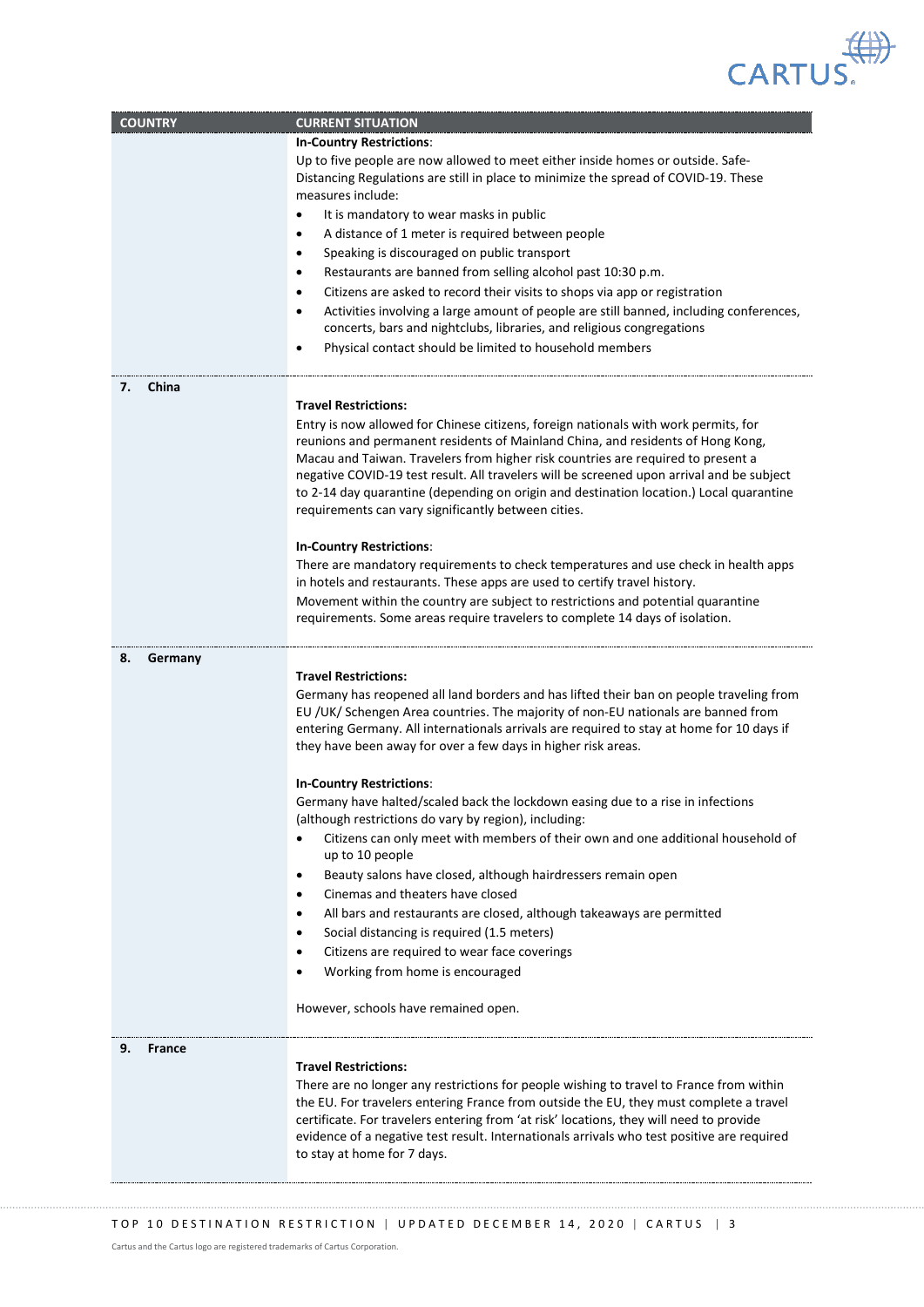| COUNTRY | CURRENT SITUATION |
|---|---|
| | **In-Country Restrictions**:<br>Up to five people are now allowed to meet either inside homes or outside. Safe-Distancing Regulations are still in place to minimize the spread of COVID-19. These measures include:<br>• It is mandatory to wear masks in public<br>• A distance of 1 meter is required between people<br>• Speaking is discouraged on public transport<br>• Restaurants are banned from selling alcohol past 10:30 p.m.<br>• Citizens are asked to record their visits to shops via app or registration<br>• Activities involving a large amount of people are still banned, including conferences, concerts, bars and nightclubs, libraries, and religious congregations<br>• Physical contact should be limited to household members |
| **7. China** | **Travel Restrictions:**<br>Entry is now allowed for Chinese citizens, foreign nationals with work permits, for reunions and permanent residents of Mainland China, and residents of Hong Kong, Macau and Taiwan. Travelers from higher risk countries are required to present a negative COVID-19 test result. All travelers will be screened upon arrival and be subject to 2-14 day quarantine (depending on origin and destination location.) Local quarantine requirements can vary significantly between cities.<br><br>**In-Country Restrictions**:<br>There are mandatory requirements to check temperatures and use check in health apps in hotels and restaurants. These apps are used to certify travel history.<br>Movement within the country are subject to restrictions and potential quarantine requirements. Some areas require travelers to complete 14 days of isolation. |
| **8. Germany** | **Travel Restrictions:**<br>Germany has reopened all land borders and has lifted their ban on people traveling from EU /UK/ Schengen Area countries. The majority of non-EU nationals are banned from entering Germany. All internationals arrivals are required to stay at home for 10 days if they have been away for over a few days in higher risk areas.<br><br>**In-Country Restrictions**:<br>Germany have halted/scaled back the lockdown easing due to a rise in infections (although restrictions do vary by region), including:<br>• Citizens can only meet with members of their own and one additional household of up to 10 people<br>• Beauty salons have closed, although hairdressers remain open<br>• Cinemas and theaters have closed<br>• All bars and restaurants are closed, although takeaways are permitted<br>• Social distancing is required (1.5 meters)<br>• Citizens are required to wear face coverings<br>• Working from home is encouraged<br><br>However, schools have remained open. |
| **9. France** | **Travel Restrictions:**<br>There are no longer any restrictions for people wishing to travel to France from within the EU. For travelers entering France from outside the EU, they must complete a travel certificate. For travelers entering from 'at risk' locations, they will need to provide evidence of a negative test result. Internationals arrivals who test positive are required to stay at home for 7 days. |

Cartus and the Cartus logo are registered trademarks of Cartus Corporation.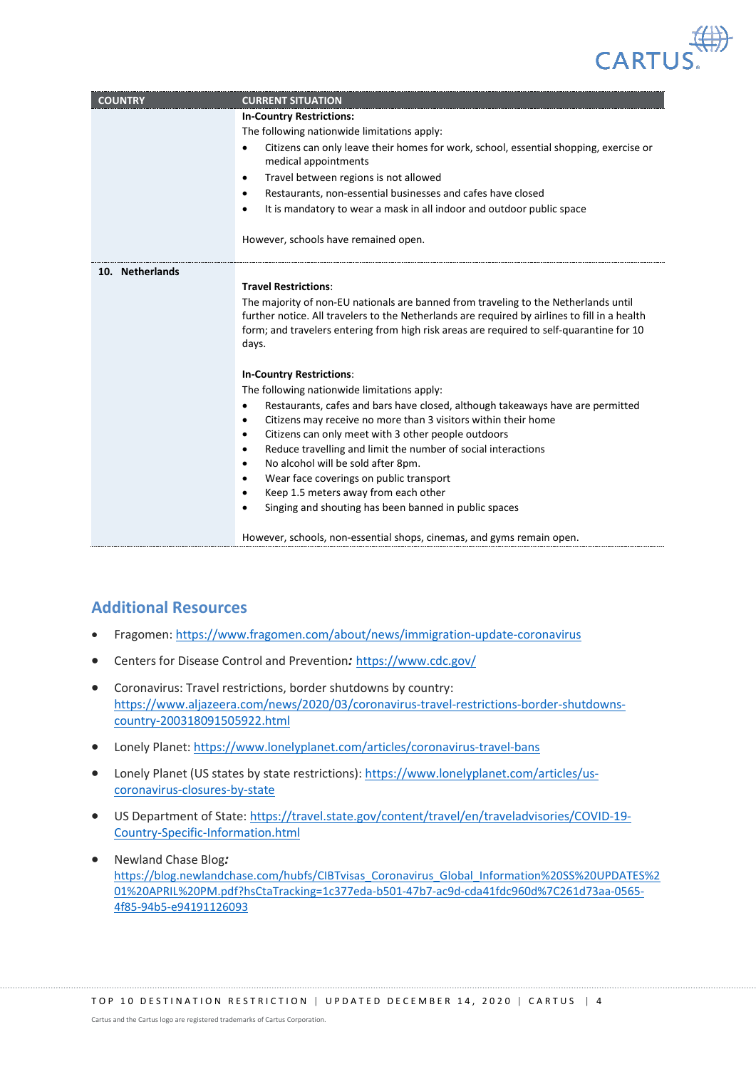| COUNTRY | CURRENT SITUATION |
|---|---|
| | **In-Country Restrictions:**<br>The following nationwide limitations apply:<br>• Citizens can only leave their homes for work, school, essential shopping, exercise or medical appointments<br>• Travel between regions is not allowed<br>• Restaurants, non-essential businesses and cafes have closed<br>• It is mandatory to wear a mask in all indoor and outdoor public space<br><br>However, schools have remained open. |
| **10. Netherlands** | **Travel Restrictions**:<br>The majority of non-EU nationals are banned from traveling to the Netherlands until further notice. All travelers to the Netherlands are required by airlines to fill in a health form; and travelers entering from high risk areas are required to self-quarantine for 10 days.<br><br>**In-Country Restrictions**:<br>The following nationwide limitations apply:<br>• Restaurants, cafes and bars have closed, although takeaways have are permitted<br>• Citizens may receive no more than 3 visitors within their home<br>• Citizens can only meet with 3 other people outdoors<br>• Reduce travelling and limit the number of social interactions<br>• No alcohol will be sold after 8pm.<br>• Wear face coverings on public transport<br>• Keep 1.5 meters away from each other<br>• Singing and shouting has been banned in public spaces<br><br>However, schools, non-essential shops, cinemas, and gyms remain open. |

## Additional Resources

- Fragomen: https://www.fragomen.com/about/news/immigration-update-coronavirus
- Centers for Disease Control and Prevention*:* https://www.cdc.gov/
- Coronavirus: Travel restrictions, border shutdowns by country: https://www.aljazeera.com/news/2020/03/coronavirus-travel-restrictions-border-shutdowns-country-200318091505922.html
- Lonely Planet: https://www.lonelyplanet.com/articles/coronavirus-travel-bans
- Lonely Planet (US states by state restrictions): https://www.lonelyplanet.com/articles/us-coronavirus-closures-by-state
- US Department of State: https://travel.state.gov/content/travel/en/traveladvisories/COVID-19-Country-Specific-Information.html
- Newland Chase Blog*:* https://blog.newlandchase.com/hubfs/CIBTvisas_Coronavirus_Global_Information%20SS%20UPDATES%201%20APRIL%20PM.pdf?hsCtaTracking=1c377eda-b501-47b7-ac9d-cda41fdc960d%7C261d73aa-0565-4f85-94b5-e94191126093

Cartus and the Cartus logo are registered trademarks of Cartus Corporation.